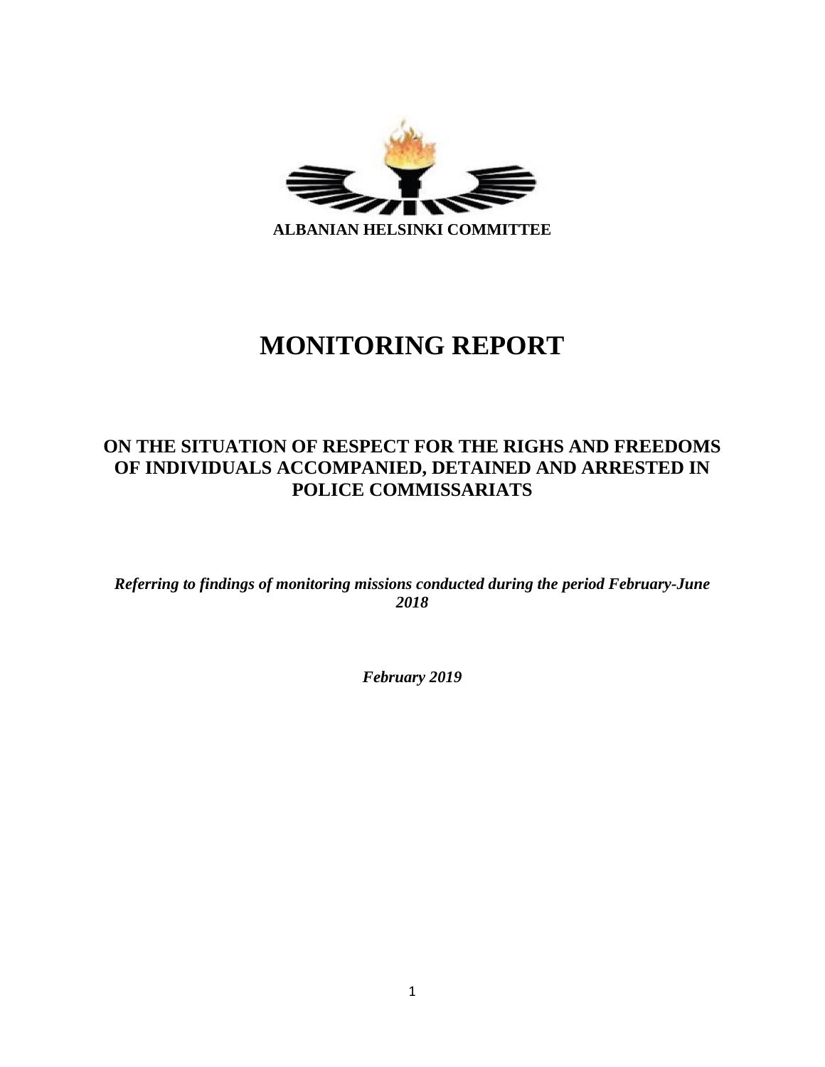**ALBANIAN HELSINKI COMMITTEE**

# MONITORING REPORT

## ON THE SITUATION OF RESPECT FOR THE RIGHS AND FREEDOMS OF INDIVIDUALS ACCOMPANIED, DETAINED AND ARRESTED IN POLICE COMMISSARIATS

***Referring to findings of monitoring missions conducted during the period February-June 2018***

***February 2019***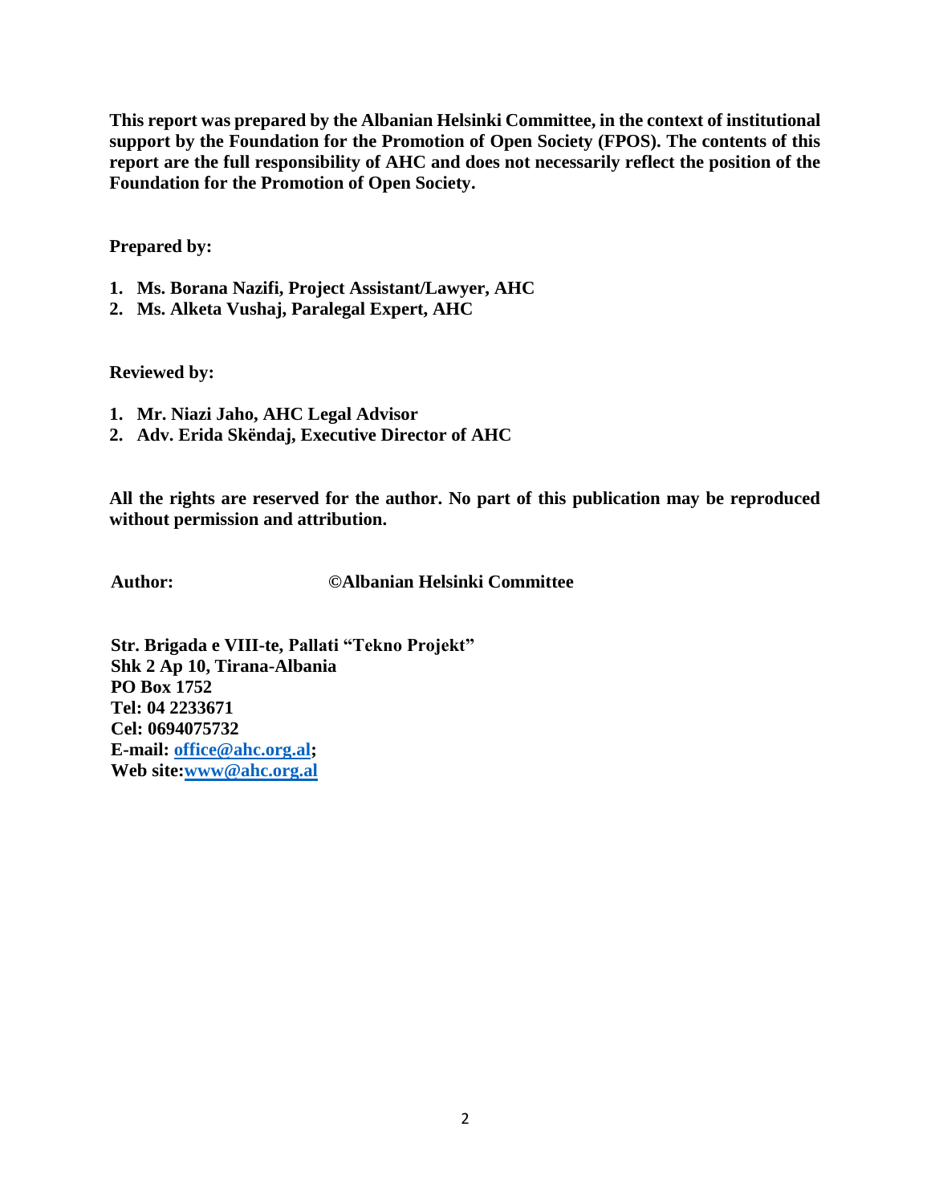**This report was prepared by the Albanian Helsinki Committee, in the context of institutional support by the Foundation for the Promotion of Open Society (FPOS). The contents of this report are the full responsibility of AHC and does not necessarily reflect the position of the Foundation for the Promotion of Open Society.**

**Prepared by:**

1. **Ms. Borana Nazifi, Project Assistant/Lawyer, AHC**
2. **Ms. Alketa Vushaj, Paralegal Expert, AHC**

**Reviewed by:**

1. **Mr. Niazi Jaho, AHC Legal Advisor**
2. **Adv. Erida Skëndaj, Executive Director of AHC**

**All the rights are reserved for the author. No part of this publication may be reproduced without permission and attribution.**

**Author: ©Albanian Helsinki Committee**

**Str. Brigada e VIII-te, Pallati "Tekno Projekt"**
**Shk 2 Ap 10, Tirana-Albania**
**PO Box 1752**
**Tel: 04 2233671**
**Cel: 0694075732**
**E-mail: office@ahc.org.al;**
**Web site:www@ahc.org.al**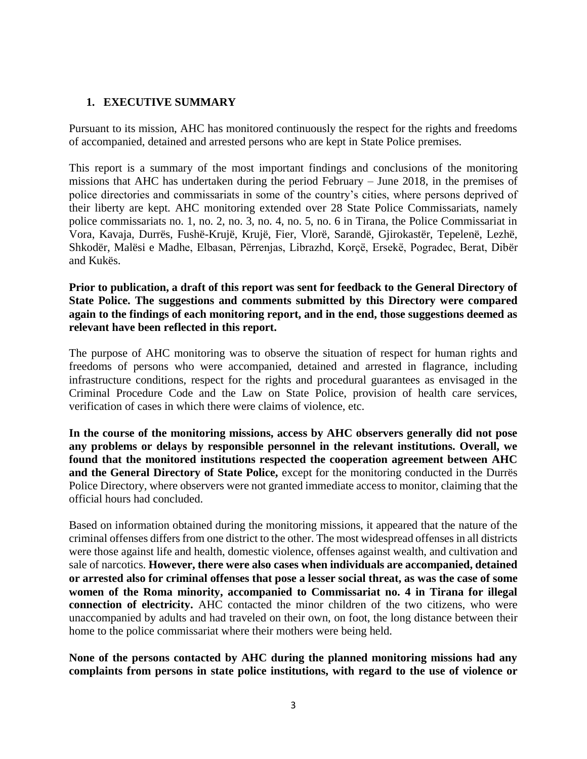## 1. EXECUTIVE SUMMARY

Pursuant to its mission, AHC has monitored continuously the respect for the rights and freedoms of accompanied, detained and arrested persons who are kept in State Police premises.

This report is a summary of the most important findings and conclusions of the monitoring missions that AHC has undertaken during the period February – June 2018, in the premises of police directories and commissariats in some of the country's cities, where persons deprived of their liberty are kept. AHC monitoring extended over 28 State Police Commissariats, namely police commissariats no. 1, no. 2, no. 3, no. 4, no. 5, no. 6 in Tirana, the Police Commissariat in Vora, Kavaja, Durrës, Fushë-Krujë, Krujë, Fier, Vlorë, Sarandë, Gjirokastër, Tepelenë, Lezhë, Shkodër, Malësi e Madhe, Elbasan, Përrenjas, Librazhd, Korçë, Ersekë, Pogradec, Berat, Dibër and Kukës.

**Prior to publication, a draft of this report was sent for feedback to the General Directory of State Police. The suggestions and comments submitted by this Directory were compared again to the findings of each monitoring report, and in the end, those suggestions deemed as relevant have been reflected in this report.**

The purpose of AHC monitoring was to observe the situation of respect for human rights and freedoms of persons who were accompanied, detained and arrested in flagrance, including infrastructure conditions, respect for the rights and procedural guarantees as envisaged in the Criminal Procedure Code and the Law on State Police, provision of health care services, verification of cases in which there were claims of violence, etc.

**In the course of the monitoring missions, access by AHC observers generally did not pose any problems or delays by responsible personnel in the relevant institutions. Overall, we found that the monitored institutions respected the cooperation agreement between AHC and the General Directory of State Police,** except for the monitoring conducted in the Durrës Police Directory, where observers were not granted immediate access to monitor, claiming that the official hours had concluded.

Based on information obtained during the monitoring missions, it appeared that the nature of the criminal offenses differs from one district to the other. The most widespread offenses in all districts were those against life and health, domestic violence, offenses against wealth, and cultivation and sale of narcotics. **However, there were also cases when individuals are accompanied, detained or arrested also for criminal offenses that pose a lesser social threat, as was the case of some women of the Roma minority, accompanied to Commissariat no. 4 in Tirana for illegal connection of electricity.** AHC contacted the minor children of the two citizens, who were unaccompanied by adults and had traveled on their own, on foot, the long distance between their home to the police commissariat where their mothers were being held.

**None of the persons contacted by AHC during the planned monitoring missions had any complaints from persons in state police institutions, with regard to the use of violence or**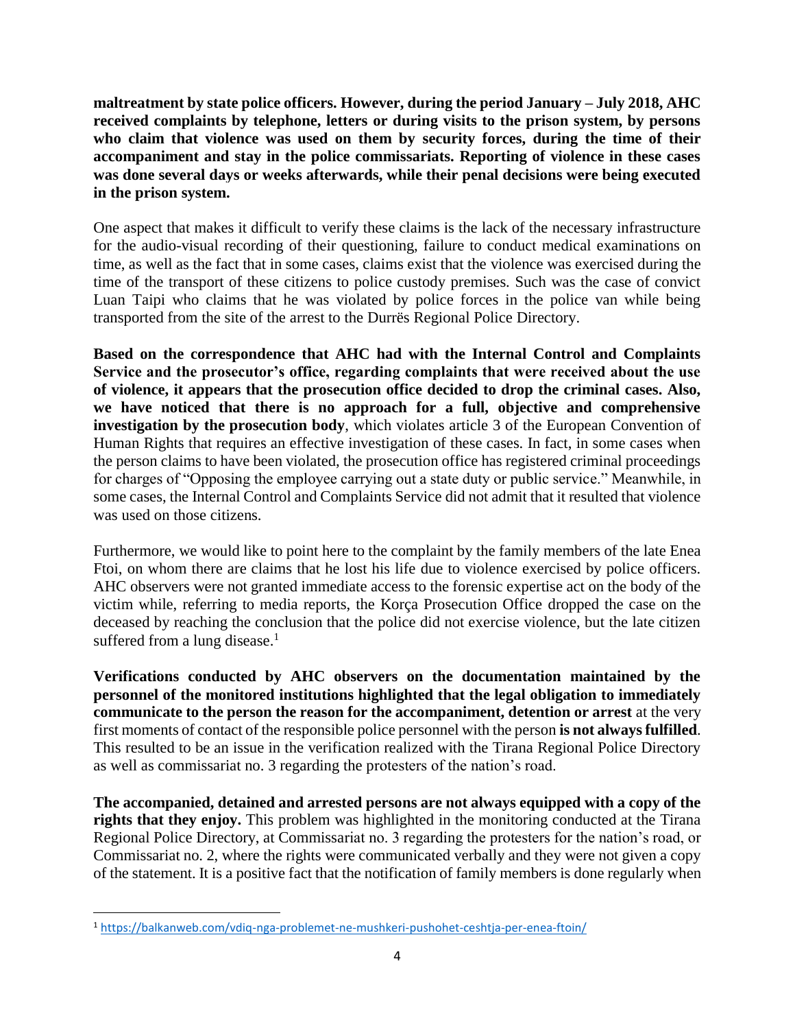**maltreatment by state police officers. However, during the period January – July 2018, AHC received complaints by telephone, letters or during visits to the prison system, by persons who claim that violence was used on them by security forces, during the time of their accompaniment and stay in the police commissariats. Reporting of violence in these cases was done several days or weeks afterwards, while their penal decisions were being executed in the prison system.**

One aspect that makes it difficult to verify these claims is the lack of the necessary infrastructure for the audio-visual recording of their questioning, failure to conduct medical examinations on time, as well as the fact that in some cases, claims exist that the violence was exercised during the time of the transport of these citizens to police custody premises. Such was the case of convict Luan Taipi who claims that he was violated by police forces in the police van while being transported from the site of the arrest to the Durrës Regional Police Directory.

**Based on the correspondence that AHC had with the Internal Control and Complaints Service and the prosecutor's office, regarding complaints that were received about the use of violence, it appears that the prosecution office decided to drop the criminal cases. Also, we have noticed that there is no approach for a full, objective and comprehensive investigation by the prosecution body**, which violates article 3 of the European Convention of Human Rights that requires an effective investigation of these cases. In fact, in some cases when the person claims to have been violated, the prosecution office has registered criminal proceedings for charges of "Opposing the employee carrying out a state duty or public service." Meanwhile, in some cases, the Internal Control and Complaints Service did not admit that it resulted that violence was used on those citizens.

Furthermore, we would like to point here to the complaint by the family members of the late Enea Ftoi, on whom there are claims that he lost his life due to violence exercised by police officers. AHC observers were not granted immediate access to the forensic expertise act on the body of the victim while, referring to media reports, the Korça Prosecution Office dropped the case on the deceased by reaching the conclusion that the police did not exercise violence, but the late citizen suffered from a lung disease.[1]

**Verifications conducted by AHC observers on the documentation maintained by the personnel of the monitored institutions highlighted that the legal obligation to immediately communicate to the person the reason for the accompaniment, detention or arrest** at the very first moments of contact of the responsible police personnel with the person **is not always fulfilled**. This resulted to be an issue in the verification realized with the Tirana Regional Police Directory as well as commissariat no. 3 regarding the protesters of the nation's road.

**The accompanied, detained and arrested persons are not always equipped with a copy of the rights that they enjoy.** This problem was highlighted in the monitoring conducted at the Tirana Regional Police Directory, at Commissariat no. 3 regarding the protesters for the nation's road, or Commissariat no. 2, where the rights were communicated verbally and they were not given a copy of the statement. It is a positive fact that the notification of family members is done regularly when

[1] https://balkanweb.com/vdiq-nga-problemet-ne-mushkeri-pushohet-ceshtja-per-enea-ftoin/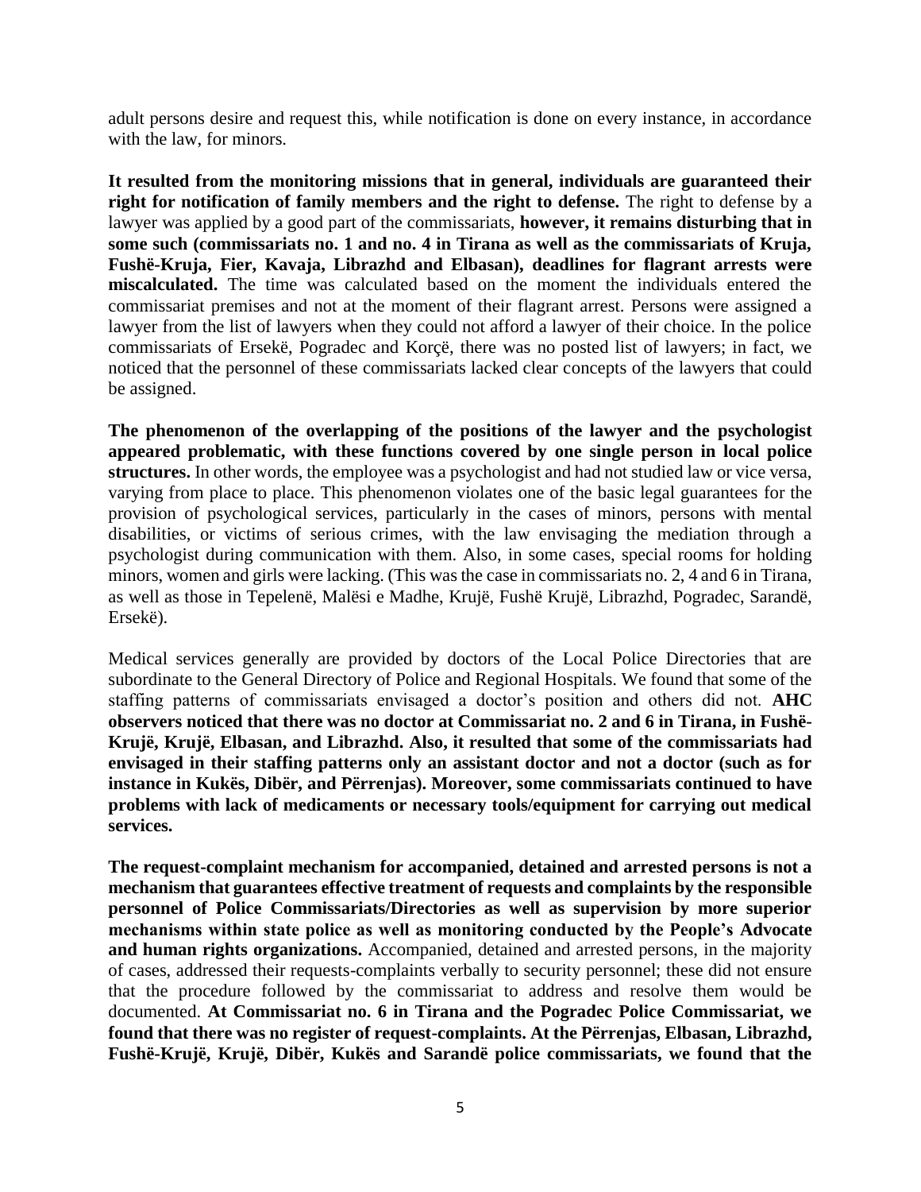adult persons desire and request this, while notification is done on every instance, in accordance with the law, for minors.

**It resulted from the monitoring missions that in general, individuals are guaranteed their right for notification of family members and the right to defense.** The right to defense by a lawyer was applied by a good part of the commissariats, **however, it remains disturbing that in some such (commissariats no. 1 and no. 4 in Tirana as well as the commissariats of Kruja, Fushë-Kruja, Fier, Kavaja, Librazhd and Elbasan), deadlines for flagrant arrests were miscalculated.** The time was calculated based on the moment the individuals entered the commissariat premises and not at the moment of their flagrant arrest. Persons were assigned a lawyer from the list of lawyers when they could not afford a lawyer of their choice. In the police commissariats of Ersekë, Pogradec and Korçë, there was no posted list of lawyers; in fact, we noticed that the personnel of these commissariats lacked clear concepts of the lawyers that could be assigned.

**The phenomenon of the overlapping of the positions of the lawyer and the psychologist appeared problematic, with these functions covered by one single person in local police structures.** In other words, the employee was a psychologist and had not studied law or vice versa, varying from place to place. This phenomenon violates one of the basic legal guarantees for the provision of psychological services, particularly in the cases of minors, persons with mental disabilities, or victims of serious crimes, with the law envisaging the mediation through a psychologist during communication with them. Also, in some cases, special rooms for holding minors, women and girls were lacking. (This was the case in commissariats no. 2, 4 and 6 in Tirana, as well as those in Tepelenë, Malësi e Madhe, Krujë, Fushë Krujë, Librazhd, Pogradec, Sarandë, Ersekë).

Medical services generally are provided by doctors of the Local Police Directories that are subordinate to the General Directory of Police and Regional Hospitals. We found that some of the staffing patterns of commissariats envisaged a doctor's position and others did not. **AHC observers noticed that there was no doctor at Commissariat no. 2 and 6 in Tirana, in Fushë-Krujë, Krujë, Elbasan, and Librazhd. Also, it resulted that some of the commissariats had envisaged in their staffing patterns only an assistant doctor and not a doctor (such as for instance in Kukës, Dibër, and Përrenjas). Moreover, some commissariats continued to have problems with lack of medicaments or necessary tools/equipment for carrying out medical services.**

**The request-complaint mechanism for accompanied, detained and arrested persons is not a mechanism that guarantees effective treatment of requests and complaints by the responsible personnel of Police Commissariats/Directories as well as supervision by more superior mechanisms within state police as well as monitoring conducted by the People's Advocate and human rights organizations.** Accompanied, detained and arrested persons, in the majority of cases, addressed their requests-complaints verbally to security personnel; these did not ensure that the procedure followed by the commissariat to address and resolve them would be documented. **At Commissariat no. 6 in Tirana and the Pogradec Police Commissariat, we found that there was no register of request-complaints. At the Përrenjas, Elbasan, Librazhd, Fushë-Krujë, Krujë, Dibër, Kukës and Sarandë police commissariats, we found that the**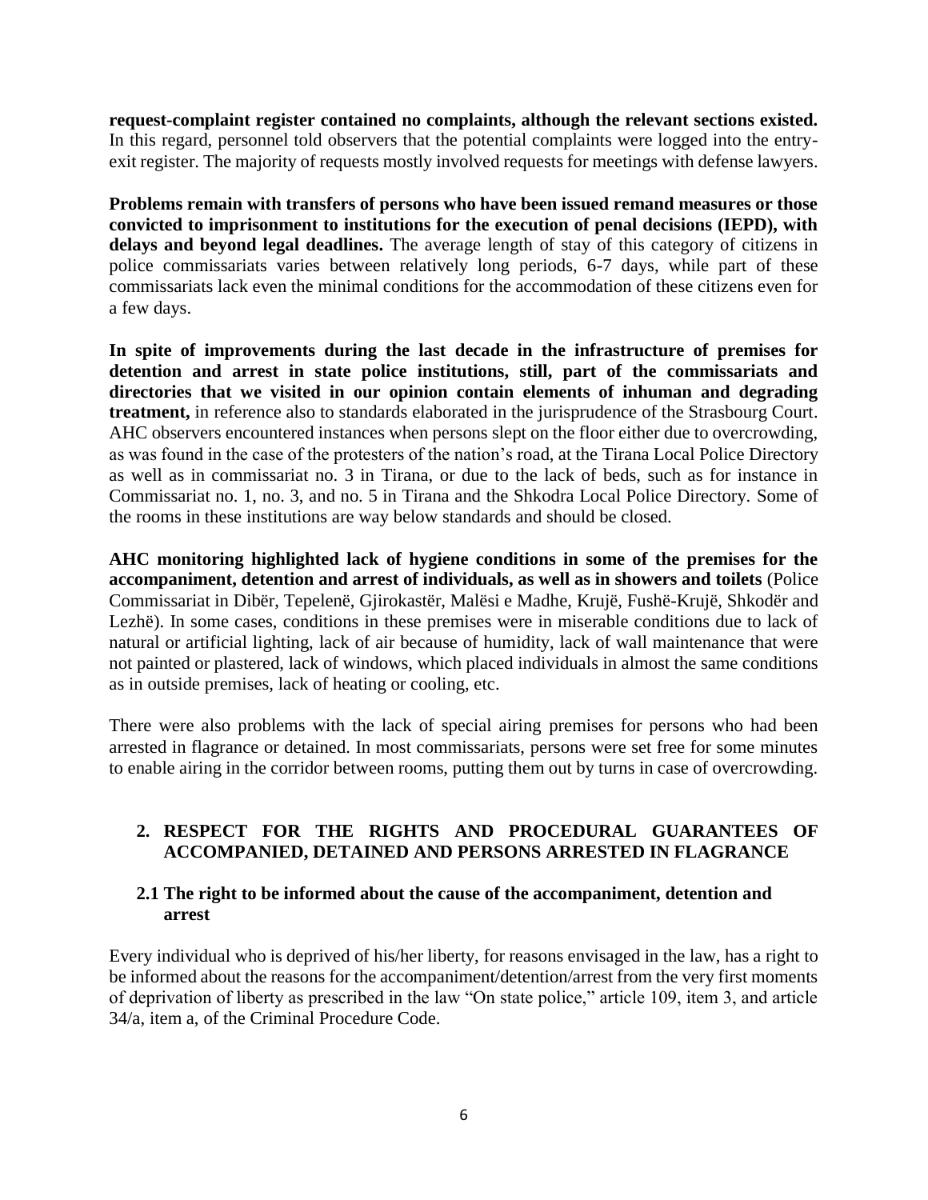**request-complaint register contained no complaints, although the relevant sections existed.** In this regard, personnel told observers that the potential complaints were logged into the entry-exit register. The majority of requests mostly involved requests for meetings with defense lawyers.

**Problems remain with transfers of persons who have been issued remand measures or those convicted to imprisonment to institutions for the execution of penal decisions (IEPD), with delays and beyond legal deadlines.** The average length of stay of this category of citizens in police commissariats varies between relatively long periods, 6-7 days, while part of these commissariats lack even the minimal conditions for the accommodation of these citizens even for a few days.

**In spite of improvements during the last decade in the infrastructure of premises for detention and arrest in state police institutions, still, part of the commissariats and directories that we visited in our opinion contain elements of inhuman and degrading treatment,** in reference also to standards elaborated in the jurisprudence of the Strasbourg Court. AHC observers encountered instances when persons slept on the floor either due to overcrowding, as was found in the case of the protesters of the nation's road, at the Tirana Local Police Directory as well as in commissariat no. 3 in Tirana, or due to the lack of beds, such as for instance in Commissariat no. 1, no. 3, and no. 5 in Tirana and the Shkodra Local Police Directory. Some of the rooms in these institutions are way below standards and should be closed.

**AHC monitoring highlighted lack of hygiene conditions in some of the premises for the accompaniment, detention and arrest of individuals, as well as in showers and toilets** (Police Commissariat in Dibër, Tepelenë, Gjirokastër, Malësi e Madhe, Krujë, Fushë-Krujë, Shkodër and Lezhë). In some cases, conditions in these premises were in miserable conditions due to lack of natural or artificial lighting, lack of air because of humidity, lack of wall maintenance that were not painted or plastered, lack of windows, which placed individuals in almost the same conditions as in outside premises, lack of heating or cooling, etc.

There were also problems with the lack of special airing premises for persons who had been arrested in flagrance or detained. In most commissariats, persons were set free for some minutes to enable airing in the corridor between rooms, putting them out by turns in case of overcrowding.

## 2. RESPECT FOR THE RIGHTS AND PROCEDURAL GUARANTEES OF ACCOMPANIED, DETAINED AND PERSONS ARRESTED IN FLAGRANCE

### 2.1 The right to be informed about the cause of the accompaniment, detention and arrest

Every individual who is deprived of his/her liberty, for reasons envisaged in the law, has a right to be informed about the reasons for the accompaniment/detention/arrest from the very first moments of deprivation of liberty as prescribed in the law "On state police," article 109, item 3, and article 34/a, item a, of the Criminal Procedure Code.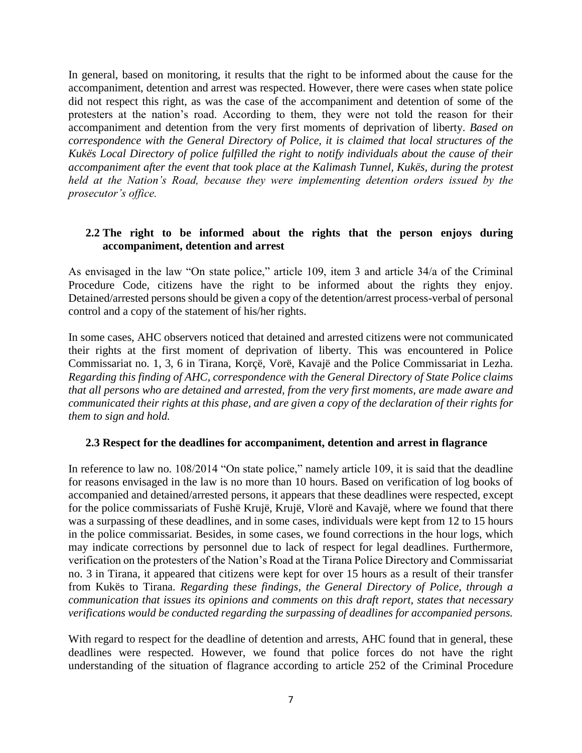In general, based on monitoring, it results that the right to be informed about the cause for the accompaniment, detention and arrest was respected. However, there were cases when state police did not respect this right, as was the case of the accompaniment and detention of some of the protesters at the nation's road. According to them, they were not told the reason for their accompaniment and detention from the very first moments of deprivation of liberty. *Based on correspondence with the General Directory of Police, it is claimed that local structures of the Kukës Local Directory of police fulfilled the right to notify individuals about the cause of their accompaniment after the event that took place at the Kalimash Tunnel, Kukës, during the protest held at the Nation's Road, because they were implementing detention orders issued by the prosecutor's office.*

### 2.2 The right to be informed about the rights that the person enjoys during accompaniment, detention and arrest

As envisaged in the law "On state police," article 109, item 3 and article 34/a of the Criminal Procedure Code, citizens have the right to be informed about the rights they enjoy. Detained/arrested persons should be given a copy of the detention/arrest process-verbal of personal control and a copy of the statement of his/her rights.

In some cases, AHC observers noticed that detained and arrested citizens were not communicated their rights at the first moment of deprivation of liberty. This was encountered in Police Commissariat no. 1, 3, 6 in Tirana, Korçë, Vorë, Kavajë and the Police Commissariat in Lezha. *Regarding this finding of AHC, correspondence with the General Directory of State Police claims that all persons who are detained and arrested, from the very first moments, are made aware and communicated their rights at this phase, and are given a copy of the declaration of their rights for them to sign and hold.*

### 2.3 Respect for the deadlines for accompaniment, detention and arrest in flagrance

In reference to law no. 108/2014 "On state police," namely article 109, it is said that the deadline for reasons envisaged in the law is no more than 10 hours. Based on verification of log books of accompanied and detained/arrested persons, it appears that these deadlines were respected, except for the police commissariats of Fushë Krujë, Krujë, Vlorë and Kavajë, where we found that there was a surpassing of these deadlines, and in some cases, individuals were kept from 12 to 15 hours in the police commissariat. Besides, in some cases, we found corrections in the hour logs, which may indicate corrections by personnel due to lack of respect for legal deadlines. Furthermore, verification on the protesters of the Nation's Road at the Tirana Police Directory and Commissariat no. 3 in Tirana, it appeared that citizens were kept for over 15 hours as a result of their transfer from Kukës to Tirana. *Regarding these findings, the General Directory of Police, through a communication that issues its opinions and comments on this draft report, states that necessary verifications would be conducted regarding the surpassing of deadlines for accompanied persons.*

With regard to respect for the deadline of detention and arrests, AHC found that in general, these deadlines were respected. However, we found that police forces do not have the right understanding of the situation of flagrance according to article 252 of the Criminal Procedure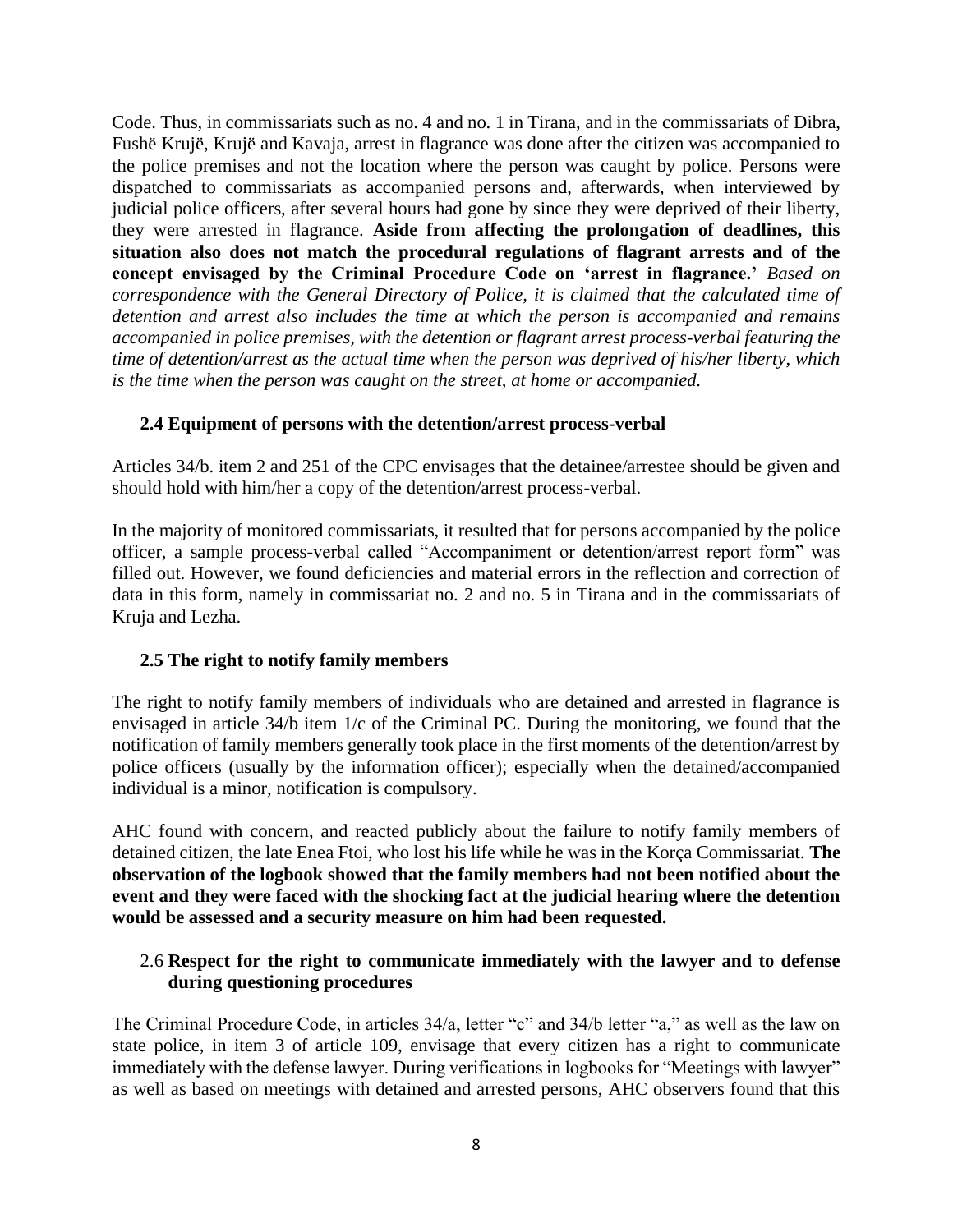Code. Thus, in commissariats such as no. 4 and no. 1 in Tirana, and in the commissariats of Dibra, Fushë Krujë, Krujë and Kavaja, arrest in flagrance was done after the citizen was accompanied to the police premises and not the location where the person was caught by police. Persons were dispatched to commissariats as accompanied persons and, afterwards, when interviewed by judicial police officers, after several hours had gone by since they were deprived of their liberty, they were arrested in flagrance. **Aside from affecting the prolongation of deadlines, this situation also does not match the procedural regulations of flagrant arrests and of the concept envisaged by the Criminal Procedure Code on 'arrest in flagrance.'** *Based on correspondence with the General Directory of Police, it is claimed that the calculated time of detention and arrest also includes the time at which the person is accompanied and remains accompanied in police premises, with the detention or flagrant arrest process-verbal featuring the time of detention/arrest as the actual time when the person was deprived of his/her liberty, which is the time when the person was caught on the street, at home or accompanied.*

### 2.4 Equipment of persons with the detention/arrest process-verbal

Articles 34/b. item 2 and 251 of the CPC envisages that the detainee/arrestee should be given and should hold with him/her a copy of the detention/arrest process-verbal.

In the majority of monitored commissariats, it resulted that for persons accompanied by the police officer, a sample process-verbal called "Accompaniment or detention/arrest report form" was filled out. However, we found deficiencies and material errors in the reflection and correction of data in this form, namely in commissariat no. 2 and no. 5 in Tirana and in the commissariats of Kruja and Lezha.

### 2.5 The right to notify family members

The right to notify family members of individuals who are detained and arrested in flagrance is envisaged in article 34/b item 1/c of the Criminal PC. During the monitoring, we found that the notification of family members generally took place in the first moments of the detention/arrest by police officers (usually by the information officer); especially when the detained/accompanied individual is a minor, notification is compulsory.

AHC found with concern, and reacted publicly about the failure to notify family members of detained citizen, the late Enea Ftoi, who lost his life while he was in the Korça Commissariat. **The observation of the logbook showed that the family members had not been notified about the event and they were faced with the shocking fact at the judicial hearing where the detention would be assessed and a security measure on him had been requested.**

### 2.6 Respect for the right to communicate immediately with the lawyer and to defense during questioning procedures

The Criminal Procedure Code, in articles 34/a, letter "c" and 34/b letter "a," as well as the law on state police, in item 3 of article 109, envisage that every citizen has a right to communicate immediately with the defense lawyer. During verifications in logbooks for "Meetings with lawyer" as well as based on meetings with detained and arrested persons, AHC observers found that this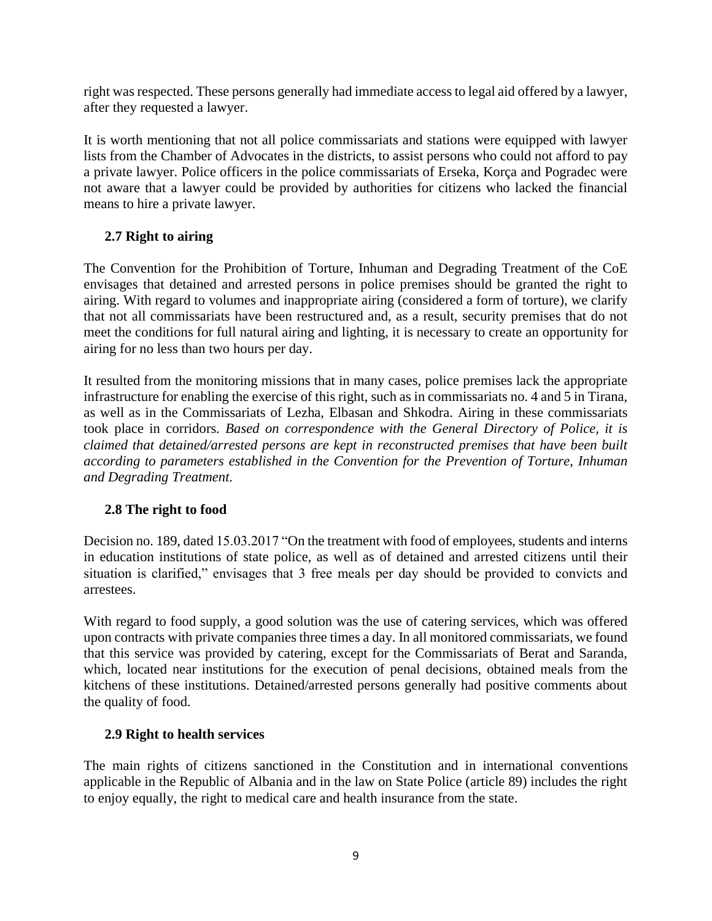right was respected. These persons generally had immediate access to legal aid offered by a lawyer, after they requested a lawyer.

It is worth mentioning that not all police commissariats and stations were equipped with lawyer lists from the Chamber of Advocates in the districts, to assist persons who could not afford to pay a private lawyer. Police officers in the police commissariats of Erseka, Korça and Pogradec were not aware that a lawyer could be provided by authorities for citizens who lacked the financial means to hire a private lawyer.

### 2.7 Right to airing

The Convention for the Prohibition of Torture, Inhuman and Degrading Treatment of the CoE envisages that detained and arrested persons in police premises should be granted the right to airing. With regard to volumes and inappropriate airing (considered a form of torture), we clarify that not all commissariats have been restructured and, as a result, security premises that do not meet the conditions for full natural airing and lighting, it is necessary to create an opportunity for airing for no less than two hours per day.

It resulted from the monitoring missions that in many cases, police premises lack the appropriate infrastructure for enabling the exercise of this right, such as in commissariats no. 4 and 5 in Tirana, as well as in the Commissariats of Lezha, Elbasan and Shkodra. Airing in these commissariats took place in corridors. *Based on correspondence with the General Directory of Police, it is claimed that detained/arrested persons are kept in reconstructed premises that have been built according to parameters established in the Convention for the Prevention of Torture, Inhuman and Degrading Treatment.*

### 2.8 The right to food

Decision no. 189, dated 15.03.2017 "On the treatment with food of employees, students and interns in education institutions of state police, as well as of detained and arrested citizens until their situation is clarified," envisages that 3 free meals per day should be provided to convicts and arrestees.

With regard to food supply, a good solution was the use of catering services, which was offered upon contracts with private companies three times a day. In all monitored commissariats, we found that this service was provided by catering, except for the Commissariats of Berat and Saranda, which, located near institutions for the execution of penal decisions, obtained meals from the kitchens of these institutions. Detained/arrested persons generally had positive comments about the quality of food.

### 2.9 Right to health services

The main rights of citizens sanctioned in the Constitution and in international conventions applicable in the Republic of Albania and in the law on State Police (article 89) includes the right to enjoy equally, the right to medical care and health insurance from the state.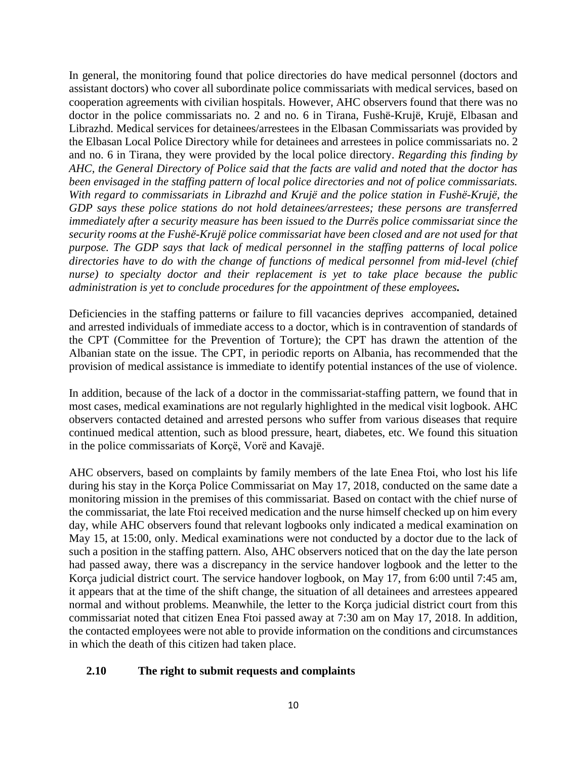In general, the monitoring found that police directories do have medical personnel (doctors and assistant doctors) who cover all subordinate police commissariats with medical services, based on cooperation agreements with civilian hospitals. However, AHC observers found that there was no doctor in the police commissariats no. 2 and no. 6 in Tirana, Fushë-Krujë, Krujë, Elbasan and Librazhd. Medical services for detainees/arrestees in the Elbasan Commissariats was provided by the Elbasan Local Police Directory while for detainees and arrestees in police commissariats no. 2 and no. 6 in Tirana, they were provided by the local police directory. *Regarding this finding by AHC, the General Directory of Police said that the facts are valid and noted that the doctor has been envisaged in the staffing pattern of local police directories and not of police commissariats. With regard to commissariats in Librazhd and Krujë and the police station in Fushë-Krujë, the GDP says these police stations do not hold detainees/arrestees; these persons are transferred immediately after a security measure has been issued to the Durrës police commissariat since the security rooms at the Fushë-Krujë police commissariat have been closed and are not used for that purpose. The GDP says that lack of medical personnel in the staffing patterns of local police directories have to do with the change of functions of medical personnel from mid-level (chief nurse) to specialty doctor and their replacement is yet to take place because the public administration is yet to conclude procedures for the appointment of these employees.*

Deficiencies in the staffing patterns or failure to fill vacancies deprives accompanied, detained and arrested individuals of immediate access to a doctor, which is in contravention of standards of the CPT (Committee for the Prevention of Torture); the CPT has drawn the attention of the Albanian state on the issue. The CPT, in periodic reports on Albania, has recommended that the provision of medical assistance is immediate to identify potential instances of the use of violence.

In addition, because of the lack of a doctor in the commissariat-staffing pattern, we found that in most cases, medical examinations are not regularly highlighted in the medical visit logbook. AHC observers contacted detained and arrested persons who suffer from various diseases that require continued medical attention, such as blood pressure, heart, diabetes, etc. We found this situation in the police commissariats of Korçë, Vorë and Kavajë.

AHC observers, based on complaints by family members of the late Enea Ftoi, who lost his life during his stay in the Korça Police Commissariat on May 17, 2018, conducted on the same date a monitoring mission in the premises of this commissariat. Based on contact with the chief nurse of the commissariat, the late Ftoi received medication and the nurse himself checked up on him every day, while AHC observers found that relevant logbooks only indicated a medical examination on May 15, at 15:00, only. Medical examinations were not conducted by a doctor due to the lack of such a position in the staffing pattern. Also, AHC observers noticed that on the day the late person had passed away, there was a discrepancy in the service handover logbook and the letter to the Korça judicial district court. The service handover logbook, on May 17, from 6:00 until 7:45 am, it appears that at the time of the shift change, the situation of all detainees and arrestees appeared normal and without problems. Meanwhile, the letter to the Korça judicial district court from this commissariat noted that citizen Enea Ftoi passed away at 7:30 am on May 17, 2018. In addition, the contacted employees were not able to provide information on the conditions and circumstances in which the death of this citizen had taken place.

### 2.10 The right to submit requests and complaints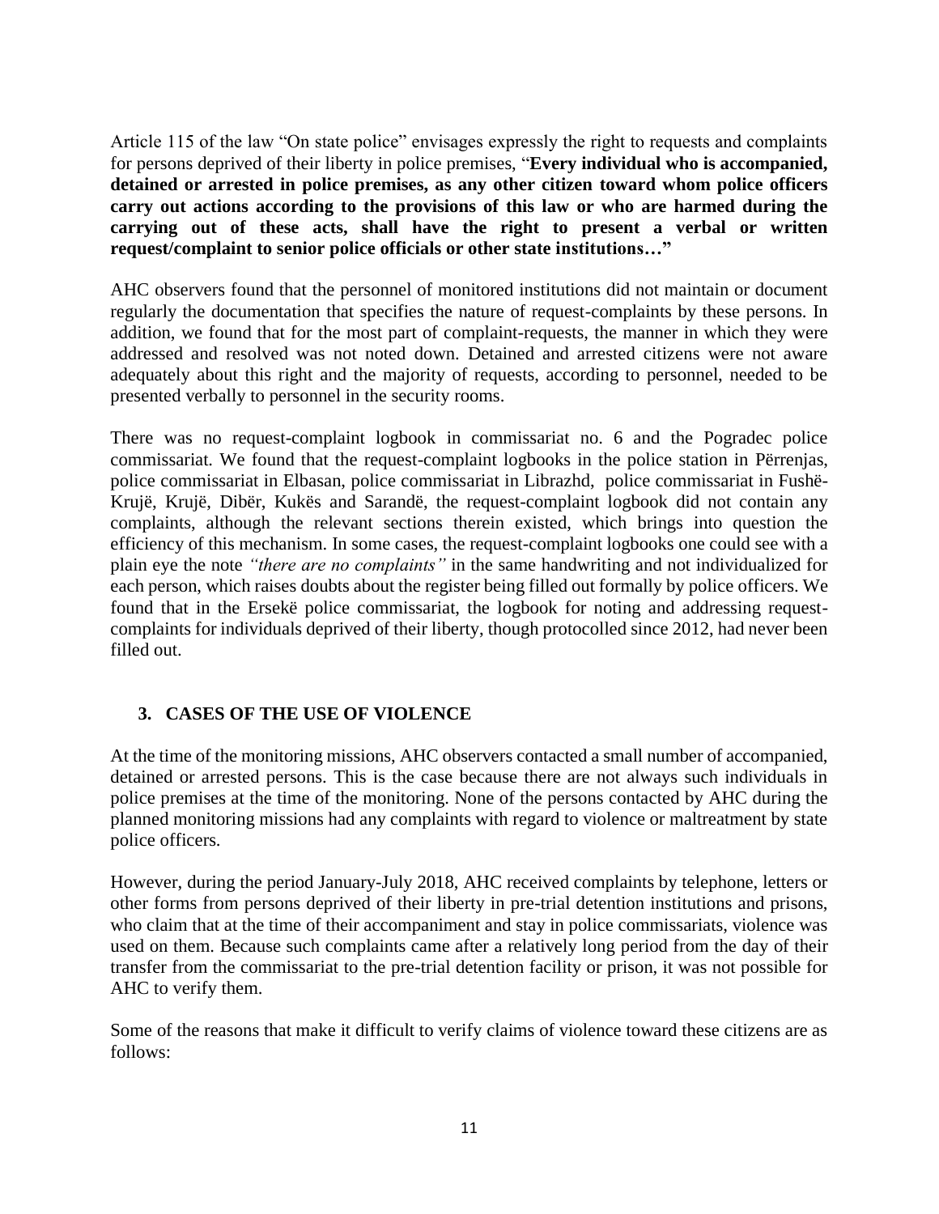Article 115 of the law "On state police" envisages expressly the right to requests and complaints for persons deprived of their liberty in police premises, "**Every individual who is accompanied, detained or arrested in police premises, as any other citizen toward whom police officers carry out actions according to the provisions of this law or who are harmed during the carrying out of these acts, shall have the right to present a verbal or written request/complaint to senior police officials or other state institutions…"**

AHC observers found that the personnel of monitored institutions did not maintain or document regularly the documentation that specifies the nature of request-complaints by these persons. In addition, we found that for the most part of complaint-requests, the manner in which they were addressed and resolved was not noted down. Detained and arrested citizens were not aware adequately about this right and the majority of requests, according to personnel, needed to be presented verbally to personnel in the security rooms.

There was no request-complaint logbook in commissariat no. 6 and the Pogradec police commissariat. We found that the request-complaint logbooks in the police station in Përrenjas, police commissariat in Elbasan, police commissariat in Librazhd, police commissariat in Fushë-Krujë, Krujë, Dibër, Kukës and Sarandë, the request-complaint logbook did not contain any complaints, although the relevant sections therein existed, which brings into question the efficiency of this mechanism. In some cases, the request-complaint logbooks one could see with a plain eye the note *"there are no complaints"* in the same handwriting and not individualized for each person, which raises doubts about the register being filled out formally by police officers. We found that in the Ersekë police commissariat, the logbook for noting and addressing request-complaints for individuals deprived of their liberty, though protocolled since 2012, had never been filled out.

## 3. CASES OF THE USE OF VIOLENCE

At the time of the monitoring missions, AHC observers contacted a small number of accompanied, detained or arrested persons. This is the case because there are not always such individuals in police premises at the time of the monitoring. None of the persons contacted by AHC during the planned monitoring missions had any complaints with regard to violence or maltreatment by state police officers.

However, during the period January-July 2018, AHC received complaints by telephone, letters or other forms from persons deprived of their liberty in pre-trial detention institutions and prisons, who claim that at the time of their accompaniment and stay in police commissariats, violence was used on them. Because such complaints came after a relatively long period from the day of their transfer from the commissariat to the pre-trial detention facility or prison, it was not possible for AHC to verify them.

Some of the reasons that make it difficult to verify claims of violence toward these citizens are as follows: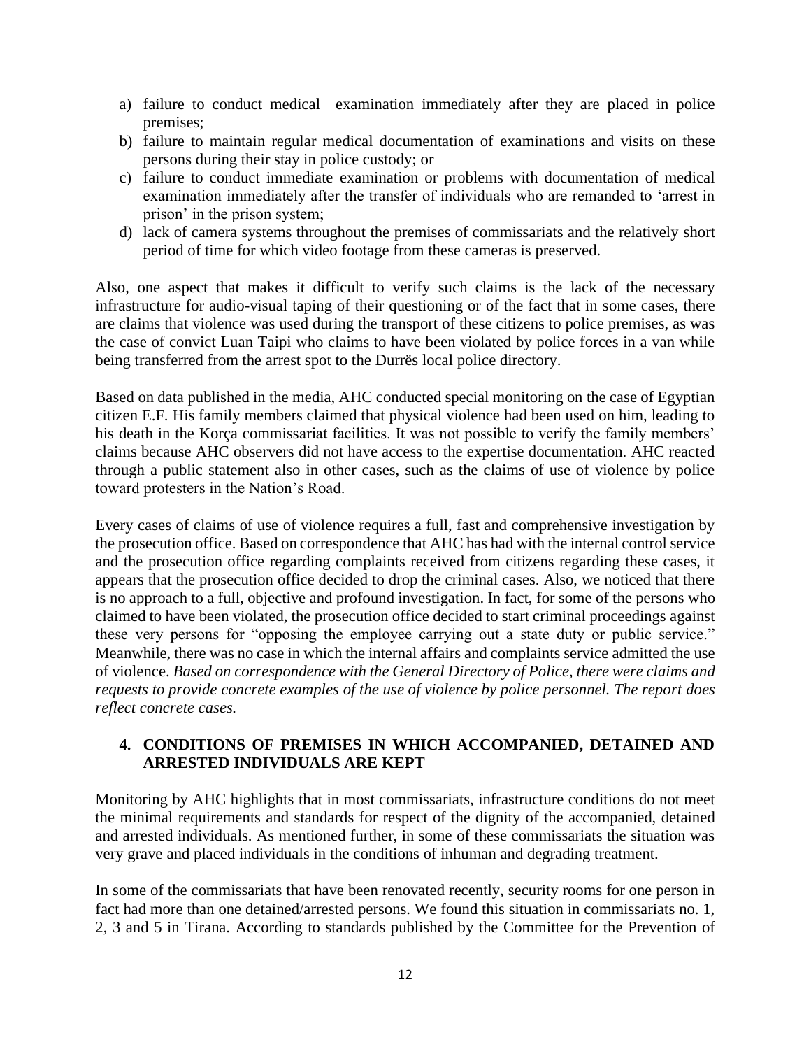a) failure to conduct medical examination immediately after they are placed in police premises;
b) failure to maintain regular medical documentation of examinations and visits on these persons during their stay in police custody; or
c) failure to conduct immediate examination or problems with documentation of medical examination immediately after the transfer of individuals who are remanded to 'arrest in prison' in the prison system;
d) lack of camera systems throughout the premises of commissariats and the relatively short period of time for which video footage from these cameras is preserved.

Also, one aspect that makes it difficult to verify such claims is the lack of the necessary infrastructure for audio-visual taping of their questioning or of the fact that in some cases, there are claims that violence was used during the transport of these citizens to police premises, as was the case of convict Luan Taipi who claims to have been violated by police forces in a van while being transferred from the arrest spot to the Durrës local police directory.

Based on data published in the media, AHC conducted special monitoring on the case of Egyptian citizen E.F. His family members claimed that physical violence had been used on him, leading to his death in the Korça commissariat facilities. It was not possible to verify the family members' claims because AHC observers did not have access to the expertise documentation. AHC reacted through a public statement also in other cases, such as the claims of use of violence by police toward protesters in the Nation's Road.

Every cases of claims of use of violence requires a full, fast and comprehensive investigation by the prosecution office. Based on correspondence that AHC has had with the internal control service and the prosecution office regarding complaints received from citizens regarding these cases, it appears that the prosecution office decided to drop the criminal cases. Also, we noticed that there is no approach to a full, objective and profound investigation. In fact, for some of the persons who claimed to have been violated, the prosecution office decided to start criminal proceedings against these very persons for "opposing the employee carrying out a state duty or public service." Meanwhile, there was no case in which the internal affairs and complaints service admitted the use of violence. *Based on correspondence with the General Directory of Police, there were claims and requests to provide concrete examples of the use of violence by police personnel. The report does reflect concrete cases.*

## 4. CONDITIONS OF PREMISES IN WHICH ACCOMPANIED, DETAINED AND ARRESTED INDIVIDUALS ARE KEPT

Monitoring by AHC highlights that in most commissariats, infrastructure conditions do not meet the minimal requirements and standards for respect of the dignity of the accompanied, detained and arrested individuals. As mentioned further, in some of these commissariats the situation was very grave and placed individuals in the conditions of inhuman and degrading treatment.

In some of the commissariats that have been renovated recently, security rooms for one person in fact had more than one detained/arrested persons. We found this situation in commissariats no. 1, 2, 3 and 5 in Tirana. According to standards published by the Committee for the Prevention of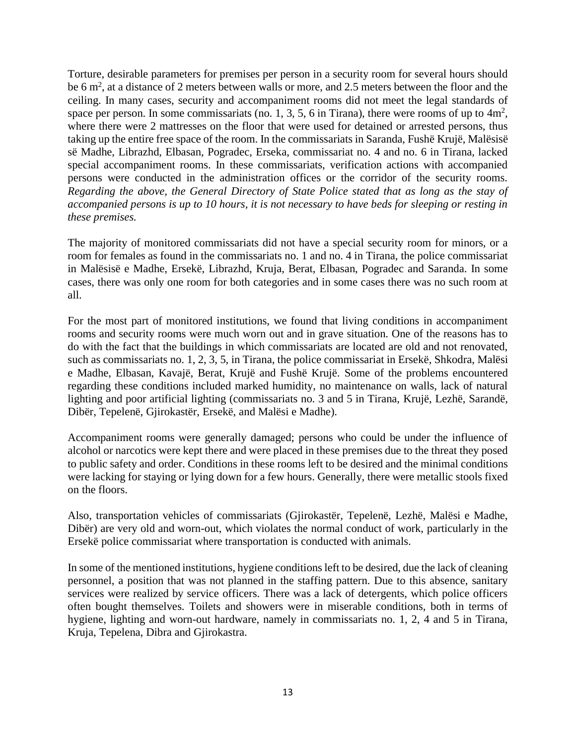Torture, desirable parameters for premises per person in a security room for several hours should be 6 $m^2$, at a distance of 2 meters between walls or more, and 2.5 meters between the floor and the ceiling. In many cases, security and accompaniment rooms did not meet the legal standards of space per person. In some commissariats (no. 1, 3, 5, 6 in Tirana), there were rooms of up to 4$m^2$, where there were 2 mattresses on the floor that were used for detained or arrested persons, thus taking up the entire free space of the room. In the commissariats in Saranda, Fushë Krujë, Malësisë së Madhe, Librazhd, Elbasan, Pogradec, Erseka, commissariat no. 4 and no. 6 in Tirana, lacked special accompaniment rooms. In these commissariats, verification actions with accompanied persons were conducted in the administration offices or the corridor of the security rooms. *Regarding the above, the General Directory of State Police stated that as long as the stay of accompanied persons is up to 10 hours, it is not necessary to have beds for sleeping or resting in these premises.*

The majority of monitored commissariats did not have a special security room for minors, or a room for females as found in the commissariats no. 1 and no. 4 in Tirana, the police commissariat in Malësisë e Madhe, Ersekë, Librazhd, Kruja, Berat, Elbasan, Pogradec and Saranda. In some cases, there was only one room for both categories and in some cases there was no such room at all.

For the most part of monitored institutions, we found that living conditions in accompaniment rooms and security rooms were much worn out and in grave situation. One of the reasons has to do with the fact that the buildings in which commissariats are located are old and not renovated, such as commissariats no. 1, 2, 3, 5, in Tirana, the police commissariat in Ersekë, Shkodra, Malësi e Madhe, Elbasan, Kavajë, Berat, Krujë and Fushë Krujë. Some of the problems encountered regarding these conditions included marked humidity, no maintenance on walls, lack of natural lighting and poor artificial lighting (commissariats no. 3 and 5 in Tirana, Krujë, Lezhë, Sarandë, Dibër, Tepelenë, Gjirokastër, Ersekë, and Malësi e Madhe).

Accompaniment rooms were generally damaged; persons who could be under the influence of alcohol or narcotics were kept there and were placed in these premises due to the threat they posed to public safety and order. Conditions in these rooms left to be desired and the minimal conditions were lacking for staying or lying down for a few hours. Generally, there were metallic stools fixed on the floors.

Also, transportation vehicles of commissariats (Gjirokastër, Tepelenë, Lezhë, Malësi e Madhe, Dibër) are very old and worn-out, which violates the normal conduct of work, particularly in the Ersekë police commissariat where transportation is conducted with animals.

In some of the mentioned institutions, hygiene conditions left to be desired, due the lack of cleaning personnel, a position that was not planned in the staffing pattern. Due to this absence, sanitary services were realized by service officers. There was a lack of detergents, which police officers often bought themselves. Toilets and showers were in miserable conditions, both in terms of hygiene, lighting and worn-out hardware, namely in commissariats no. 1, 2, 4 and 5 in Tirana, Kruja, Tepelena, Dibra and Gjirokastra.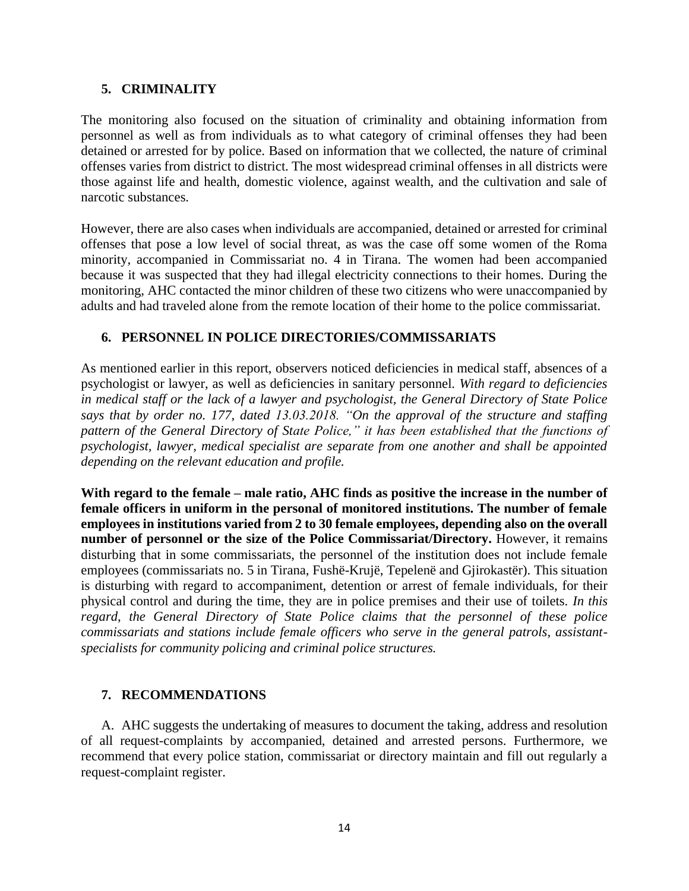## 5. CRIMINALITY

The monitoring also focused on the situation of criminality and obtaining information from personnel as well as from individuals as to what category of criminal offenses they had been detained or arrested for by police. Based on information that we collected, the nature of criminal offenses varies from district to district. The most widespread criminal offenses in all districts were those against life and health, domestic violence, against wealth, and the cultivation and sale of narcotic substances.

However, there are also cases when individuals are accompanied, detained or arrested for criminal offenses that pose a low level of social threat, as was the case off some women of the Roma minority, accompanied in Commissariat no. 4 in Tirana. The women had been accompanied because it was suspected that they had illegal electricity connections to their homes. During the monitoring, AHC contacted the minor children of these two citizens who were unaccompanied by adults and had traveled alone from the remote location of their home to the police commissariat.

## 6. PERSONNEL IN POLICE DIRECTORIES/COMMISSARIATS

As mentioned earlier in this report, observers noticed deficiencies in medical staff, absences of a psychologist or lawyer, as well as deficiencies in sanitary personnel. *With regard to deficiencies in medical staff or the lack of a lawyer and psychologist, the General Directory of State Police says that by order no. 177, dated 13.03.2018. "On the approval of the structure and staffing pattern of the General Directory of State Police," it has been established that the functions of psychologist, lawyer, medical specialist are separate from one another and shall be appointed depending on the relevant education and profile.*

**With regard to the female – male ratio, AHC finds as positive the increase in the number of female officers in uniform in the personal of monitored institutions. The number of female employees in institutions varied from 2 to 30 female employees, depending also on the overall number of personnel or the size of the Police Commissariat/Directory.** However, it remains disturbing that in some commissariats, the personnel of the institution does not include female employees (commissariats no. 5 in Tirana, Fushë-Krujë, Tepelenë and Gjirokastër). This situation is disturbing with regard to accompaniment, detention or arrest of female individuals, for their physical control and during the time, they are in police premises and their use of toilets. *In this regard, the General Directory of State Police claims that the personnel of these police commissariats and stations include female officers who serve in the general patrols, assistant-specialists for community policing and criminal police structures.*

## 7. RECOMMENDATIONS

A. AHC suggests the undertaking of measures to document the taking, address and resolution of all request-complaints by accompanied, detained and arrested persons. Furthermore, we recommend that every police station, commissariat or directory maintain and fill out regularly a request-complaint register.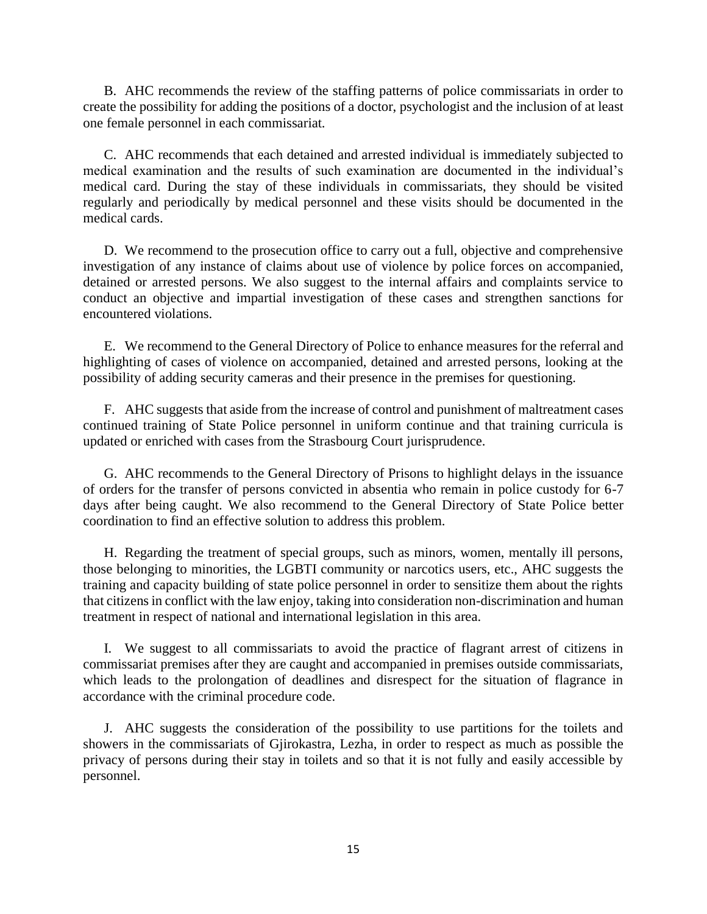B. AHC recommends the review of the staffing patterns of police commissariats in order to create the possibility for adding the positions of a doctor, psychologist and the inclusion of at least one female personnel in each commissariat.

C. AHC recommends that each detained and arrested individual is immediately subjected to medical examination and the results of such examination are documented in the individual's medical card. During the stay of these individuals in commissariats, they should be visited regularly and periodically by medical personnel and these visits should be documented in the medical cards.

D. We recommend to the prosecution office to carry out a full, objective and comprehensive investigation of any instance of claims about use of violence by police forces on accompanied, detained or arrested persons. We also suggest to the internal affairs and complaints service to conduct an objective and impartial investigation of these cases and strengthen sanctions for encountered violations.

E. We recommend to the General Directory of Police to enhance measures for the referral and highlighting of cases of violence on accompanied, detained and arrested persons, looking at the possibility of adding security cameras and their presence in the premises for questioning.

F. AHC suggests that aside from the increase of control and punishment of maltreatment cases continued training of State Police personnel in uniform continue and that training curricula is updated or enriched with cases from the Strasbourg Court jurisprudence.

G. AHC recommends to the General Directory of Prisons to highlight delays in the issuance of orders for the transfer of persons convicted in absentia who remain in police custody for 6-7 days after being caught. We also recommend to the General Directory of State Police better coordination to find an effective solution to address this problem.

H. Regarding the treatment of special groups, such as minors, women, mentally ill persons, those belonging to minorities, the LGBTI community or narcotics users, etc., AHC suggests the training and capacity building of state police personnel in order to sensitize them about the rights that citizens in conflict with the law enjoy, taking into consideration non-discrimination and human treatment in respect of national and international legislation in this area.

I. We suggest to all commissariats to avoid the practice of flagrant arrest of citizens in commissariat premises after they are caught and accompanied in premises outside commissariats, which leads to the prolongation of deadlines and disrespect for the situation of flagrance in accordance with the criminal procedure code.

J. AHC suggests the consideration of the possibility to use partitions for the toilets and showers in the commissariats of Gjirokastra, Lezha, in order to respect as much as possible the privacy of persons during their stay in toilets and so that it is not fully and easily accessible by personnel.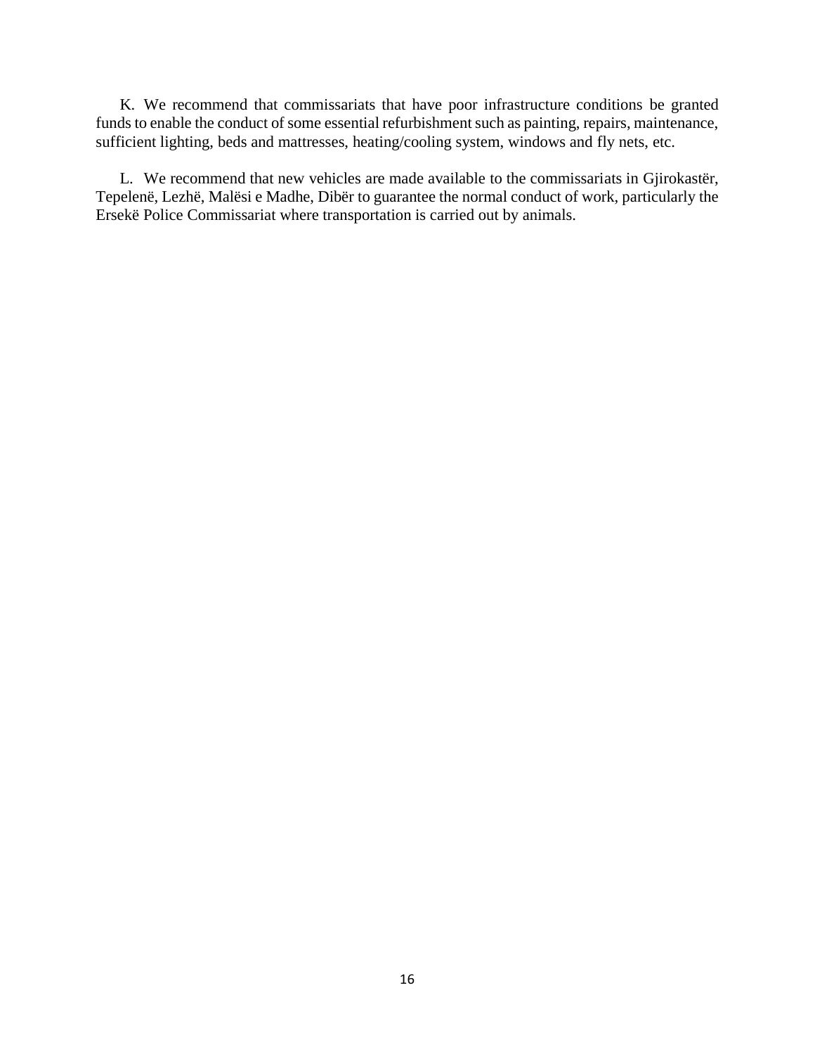K. We recommend that commissariats that have poor infrastructure conditions be granted funds to enable the conduct of some essential refurbishment such as painting, repairs, maintenance, sufficient lighting, beds and mattresses, heating/cooling system, windows and fly nets, etc.

L. We recommend that new vehicles are made available to the commissariats in Gjirokastër, Tepelenë, Lezhë, Malësi e Madhe, Dibër to guarantee the normal conduct of work, particularly the Ersekë Police Commissariat where transportation is carried out by animals.